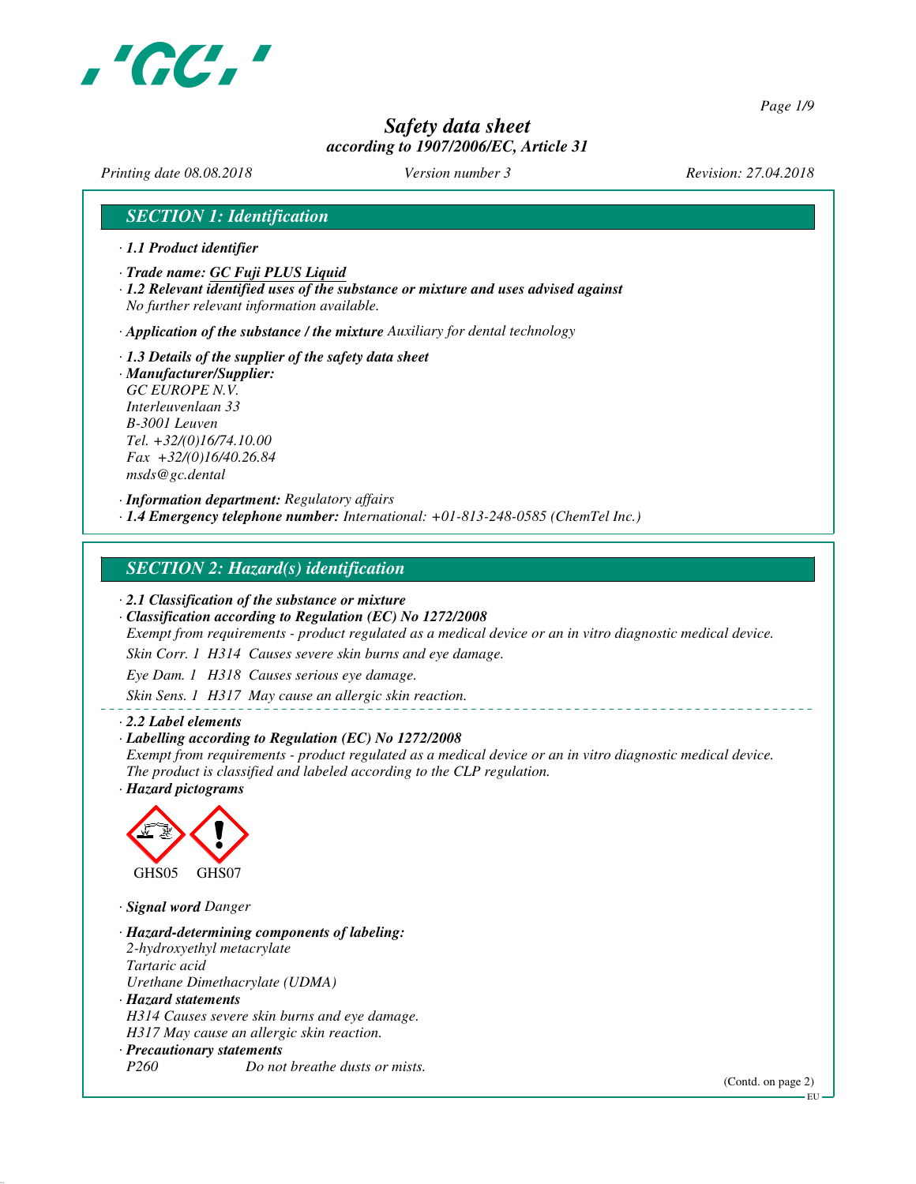# *Safety data sheet*

*according to 1907/2006/EC, Article 31*

*Printing date 08.08.2018* *Version number 3* *Revision: 27.04.2018*

## SECTION 1: Identification

· **1.1 Product identifier**

· **Trade name: GC Fuji PLUS Liquid**

· **1.2 Relevant identified uses of the substance or mixture and uses advised against**
*No further relevant information available.*

· **Application of the substance / the mixture** *Auxiliary for dental technology*

· **1.3 Details of the supplier of the safety data sheet**

· **Manufacturer/Supplier:**
*GC EUROPE N.V.*
*Interleuvenlaan 33*
*B-3001 Leuven*
*Tel. +32/(0)16/74.10.00*
*Fax +32/(0)16/40.26.84*
*msds@gc.dental*

· **Information department:** *Regulatory affairs*

· **1.4 Emergency telephone number:** *International: +01-813-248-0585 (ChemTel Inc.)*

## SECTION 2: Hazard(s) identification

· **2.1 Classification of the substance or mixture**

· **Classification according to Regulation (EC) No 1272/2008**
*Exempt from requirements - product regulated as a medical device or an in vitro diagnostic medical device.*

*Skin Corr. 1 H314 Causes severe skin burns and eye damage.*

*Eye Dam. 1 H318 Causes serious eye damage.*

*Skin Sens. 1 H317 May cause an allergic skin reaction.*

· **2.2 Label elements**

· **Labelling according to Regulation (EC) No 1272/2008**
*Exempt from requirements - product regulated as a medical device or an in vitro diagnostic medical device.*
*The product is classified and labeled according to the CLP regulation.*

· **Hazard pictograms**

GHS05 GHS07

· **Signal word** *Danger*

· **Hazard-determining components of labeling:**
*2-hydroxyethyl metacrylate*
*Tartaric acid*
*Urethane Dimethacrylate (UDMA)*

· **Hazard statements**
*H314 Causes severe skin burns and eye damage.*
*H317 May cause an allergic skin reaction.*

· **Precautionary statements**
*P260 Do not breathe dusts or mists.*

(Contd. on page 2)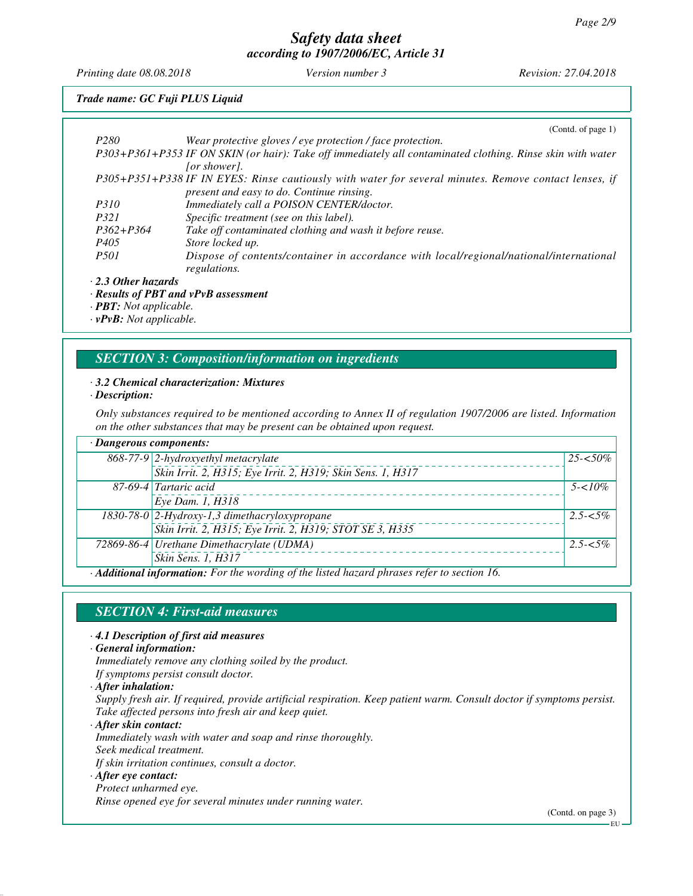*Safety data sheet*
*according to 1907/2006/EC, Article 31*

*Printing date 08.08.2018* *Version number 3* *Revision: 27.04.2018*

***Trade name: GC Fuji PLUS Liquid***

(Contd. of page 1)

| | |
|---|---|
| *P280* | *Wear protective gloves / eye protection / face protection.* |
| *P303+P361+P353* | *IF ON SKIN (or hair): Take off immediately all contaminated clothing. Rinse skin with water [or shower].* |
| *P305+P351+P338* | *IF IN EYES: Rinse cautiously with water for several minutes. Remove contact lenses, if present and easy to do. Continue rinsing.* |
| *P310* | *Immediately call a POISON CENTER/doctor.* |
| *P321* | *Specific treatment (see on this label).* |
| *P362+P364* | *Take off contaminated clothing and wash it before reuse.* |
| *P405* | *Store locked up.* |
| *P501* | *Dispose of contents/container in accordance with local/regional/national/international regulations.* |

· ***2.3 Other hazards***
· ***Results of PBT and vPvB assessment***
· ***PBT:*** *Not applicable.*
· ***vPvB:*** *Not applicable.*

## *SECTION 3: Composition/information on ingredients*

· ***3.2 Chemical characterization: Mixtures***
· ***Description:***

*Only substances required to be mentioned according to Annex II of regulation 1907/2006 are listed. Information on the other substances that may be present can be obtained upon request.*

| · **Dangerous components:** | | |
|---|---|---|
| *868-77-9* | *2-hydroxyethyl metacrylate* | *25-<50%* |
| | *Skin Irrit. 2, H315; Eye Irrit. 2, H319; Skin Sens. 1, H317* | |
| *87-69-4* | *Tartaric acid* | *5-<10%* |
| | *Eye Dam. 1, H318* | |
| *1830-78-0* | *2-Hydroxy-1,3 dimethacryloxypropane* | *2.5-<5%* |
| | *Skin Irrit. 2, H315; Eye Irrit. 2, H319; STOT SE 3, H335* | |
| *72869-86-4* | *Urethane Dimethacrylate (UDMA)* | *2.5-<5%* |
| | *Skin Sens. 1, H317* | |

· ***Additional information:*** *For the wording of the listed hazard phrases refer to section 16.*

## *SECTION 4: First-aid measures*

· ***4.1 Description of first aid measures***
· ***General information:***
*Immediately remove any clothing soiled by the product.*
*If symptoms persist consult doctor.*
· ***After inhalation:***
*Supply fresh air. If required, provide artificial respiration. Keep patient warm. Consult doctor if symptoms persist.*
*Take affected persons into fresh air and keep quiet.*
· ***After skin contact:***
*Immediately wash with water and soap and rinse thoroughly.*
*Seek medical treatment.*
*If skin irritation continues, consult a doctor.*
· ***After eye contact:***
*Protect unharmed eye.*
*Rinse opened eye for several minutes under running water.*

(Contd. on page 3)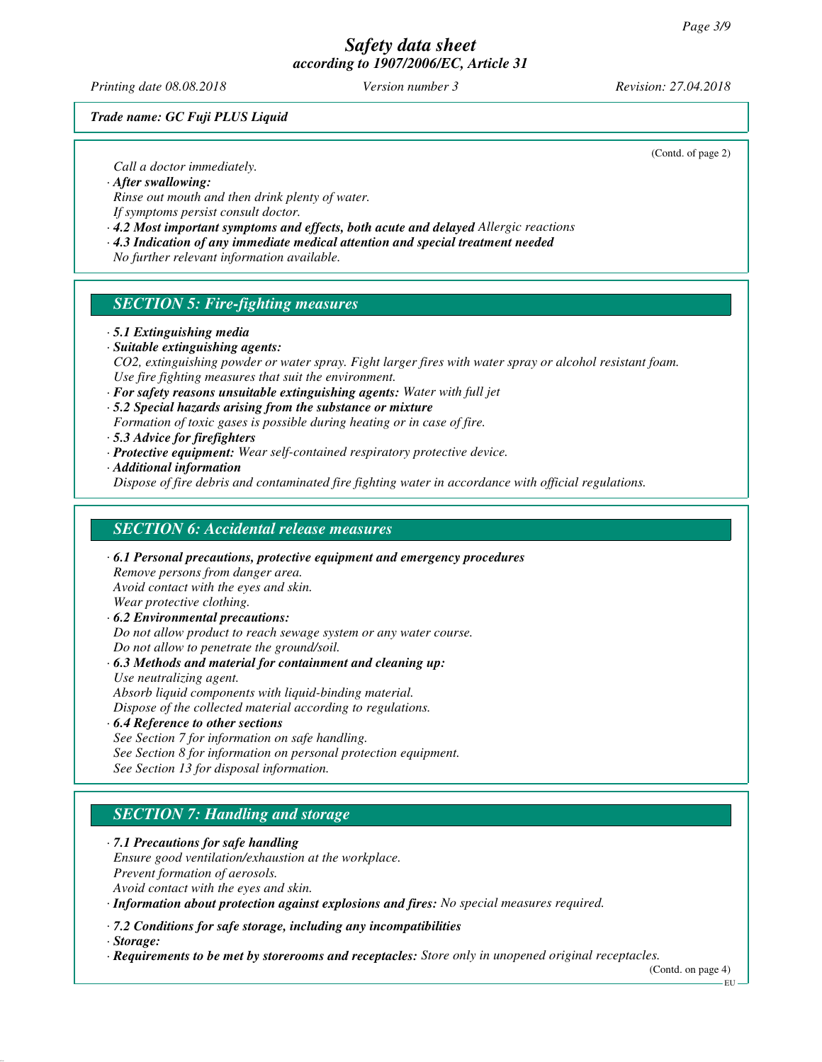*Trade name: GC Fuji PLUS Liquid*

(Contd. of page 2)

*Call a doctor immediately.*

· ***After swallowing:***
*Rinse out mouth and then drink plenty of water.*
*If symptoms persist consult doctor.*

· ***4.2 Most important symptoms and effects, both acute and delayed*** *Allergic reactions*

· ***4.3 Indication of any immediate medical attention and special treatment needed***
*No further relevant information available.*

## *SECTION 5: Fire-fighting measures*

· ***5.1 Extinguishing media***

· ***Suitable extinguishing agents:***
*$CO_2$, extinguishing powder or water spray. Fight larger fires with water spray or alcohol resistant foam.*
*Use fire fighting measures that suit the environment.*

· ***For safety reasons unsuitable extinguishing agents:*** *Water with full jet*

· ***5.2 Special hazards arising from the substance or mixture***
*Formation of toxic gases is possible during heating or in case of fire.*

· ***5.3 Advice for firefighters***

· ***Protective equipment:*** *Wear self-contained respiratory protective device.*

· ***Additional information***
*Dispose of fire debris and contaminated fire fighting water in accordance with official regulations.*

## *SECTION 6: Accidental release measures*

· ***6.1 Personal precautions, protective equipment and emergency procedures***
*Remove persons from danger area.*
*Avoid contact with the eyes and skin.*
*Wear protective clothing.*

· ***6.2 Environmental precautions:***
*Do not allow product to reach sewage system or any water course.*
*Do not allow to penetrate the ground/soil.*

· ***6.3 Methods and material for containment and cleaning up:***
*Use neutralizing agent.*
*Absorb liquid components with liquid-binding material.*
*Dispose of the collected material according to regulations.*

· ***6.4 Reference to other sections***
*See Section 7 for information on safe handling.*
*See Section 8 for information on personal protection equipment.*
*See Section 13 for disposal information.*

## *SECTION 7: Handling and storage*

· ***7.1 Precautions for safe handling***
*Ensure good ventilation/exhaustion at the workplace.*
*Prevent formation of aerosols.*
*Avoid contact with the eyes and skin.*

· ***Information about protection against explosions and fires:*** *No special measures required.*

· ***7.2 Conditions for safe storage, including any incompatibilities***

· ***Storage:***

· ***Requirements to be met by storerooms and receptacles:*** *Store only in unopened original receptacles.*

(Contd. on page 4)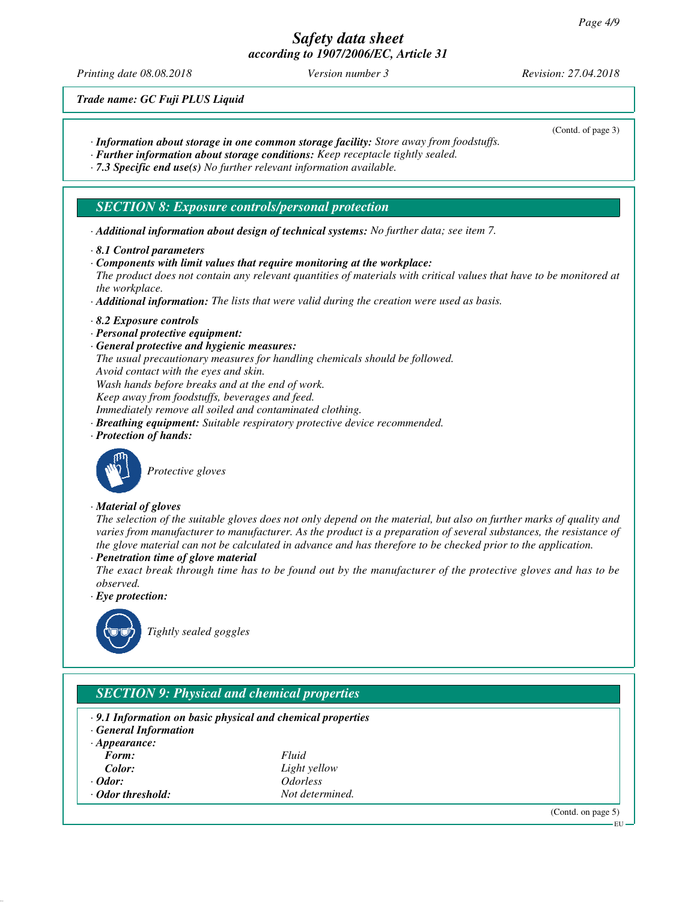Trade name: GC Fuji PLUS Liquid

(Contd. of page 3)

· **Information about storage in one common storage facility:** Store away from foodstuffs.
· **Further information about storage conditions:** Keep receptacle tightly sealed.
· **7.3 Specific end use(s)** No further relevant information available.

## SECTION 8: Exposure controls/personal protection

· **Additional information about design of technical systems:** No further data; see item 7.

· **8.1 Control parameters**
· **Components with limit values that require monitoring at the workplace:**
The product does not contain any relevant quantities of materials with critical values that have to be monitored at the workplace.
· **Additional information:** The lists that were valid during the creation were used as basis.

· **8.2 Exposure controls**
· **Personal protective equipment:**
· **General protective and hygienic measures:**
The usual precautionary measures for handling chemicals should be followed.
Avoid contact with the eyes and skin.
Wash hands before breaks and at the end of work.
Keep away from foodstuffs, beverages and feed.
Immediately remove all soiled and contaminated clothing.
· **Breathing equipment:** Suitable respiratory protective device recommended.
· **Protection of hands:**

Protective gloves

· **Material of gloves**
The selection of the suitable gloves does not only depend on the material, but also on further marks of quality and varies from manufacturer to manufacturer. As the product is a preparation of several substances, the resistance of the glove material can not be calculated in advance and has therefore to be checked prior to the application.
· **Penetration time of glove material**
The exact break through time has to be found out by the manufacturer of the protective gloves and has to be observed.
· **Eye protection:**

Tightly sealed goggles

## SECTION 9: Physical and chemical properties

· **9.1 Information on basic physical and chemical properties**
· **General Information**

| | |
|---|---|
| · **Appearance:** | |
| **Form:** | Fluid |
| **Color:** | Light yellow |
| · **Odor:** | Odorless |
| · **Odor threshold:** | Not determined. |

(Contd. on page 5)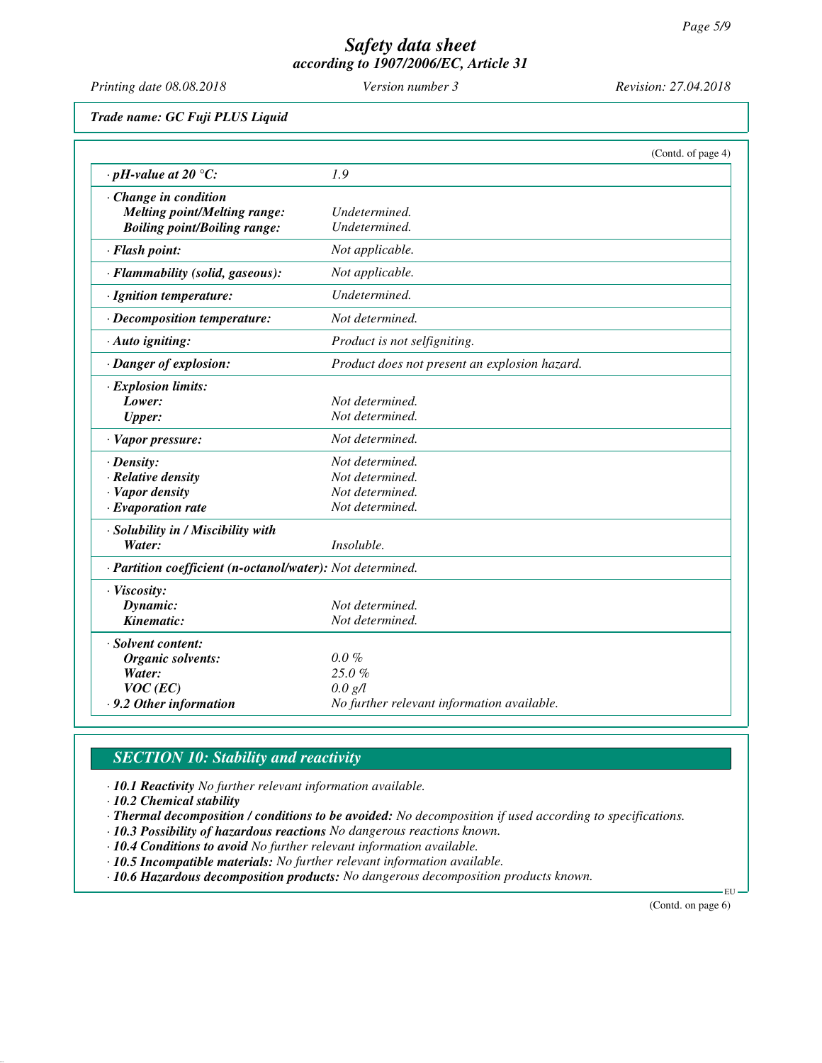*Safety data sheet*
*according to 1907/2006/EC, Article 31*

*Printing date 08.08.2018* *Version number 3* *Revision: 27.04.2018*

***Trade name: GC Fuji PLUS Liquid***

(Contd. of page 4)

| | |
|---|---|
| **· pH-value at 20 °C:** | *1.9* |
| **· Change in condition** | |
| **Melting point/Melting range:** | *Undetermined.* |
| **Boiling point/Boiling range:** | *Undetermined.* |
| **· Flash point:** | *Not applicable.* |
| **· Flammability (solid, gaseous):** | *Not applicable.* |
| **· Ignition temperature:** | *Undetermined.* |
| **· Decomposition temperature:** | *Not determined.* |
| **· Auto igniting:** | *Product is not selfigniting.* |
| **· Danger of explosion:** | *Product does not present an explosion hazard.* |
| **· Explosion limits:** | |
| **Lower:** | *Not determined.* |
| **Upper:** | *Not determined.* |
| **· Vapor pressure:** | *Not determined.* |
| **· Density:** | *Not determined.* |
| **· Relative density** | *Not determined.* |
| **· Vapor density** | *Not determined.* |
| **· Evaporation rate** | *Not determined.* |
| **· Solubility in / Miscibility with** | |
| **Water:** | *Insoluble.* |
| **· Partition coefficient (n-octanol/water):** | *Not determined.* |
| **· Viscosity:** | |
| **Dynamic:** | *Not determined.* |
| **Kinematic:** | *Not determined.* |
| **· Solvent content:** | |
| **Organic solvents:** | *0.0 %* |
| **Water:** | *25.0 %* |
| **VOC (EC)** | *0.0 g/l* |
| **· 9.2 Other information** | *No further relevant information available.* |

## *SECTION 10: Stability and reactivity*

· ***10.1 Reactivity*** *No further relevant information available.*
· ***10.2 Chemical stability***
· ***Thermal decomposition / conditions to be avoided:*** *No decomposition if used according to specifications.*
· ***10.3 Possibility of hazardous reactions*** *No dangerous reactions known.*
· ***10.4 Conditions to avoid*** *No further relevant information available.*
· ***10.5 Incompatible materials:*** *No further relevant information available.*
· ***10.6 Hazardous decomposition products:*** *No dangerous decomposition products known.*

(Contd. on page 6)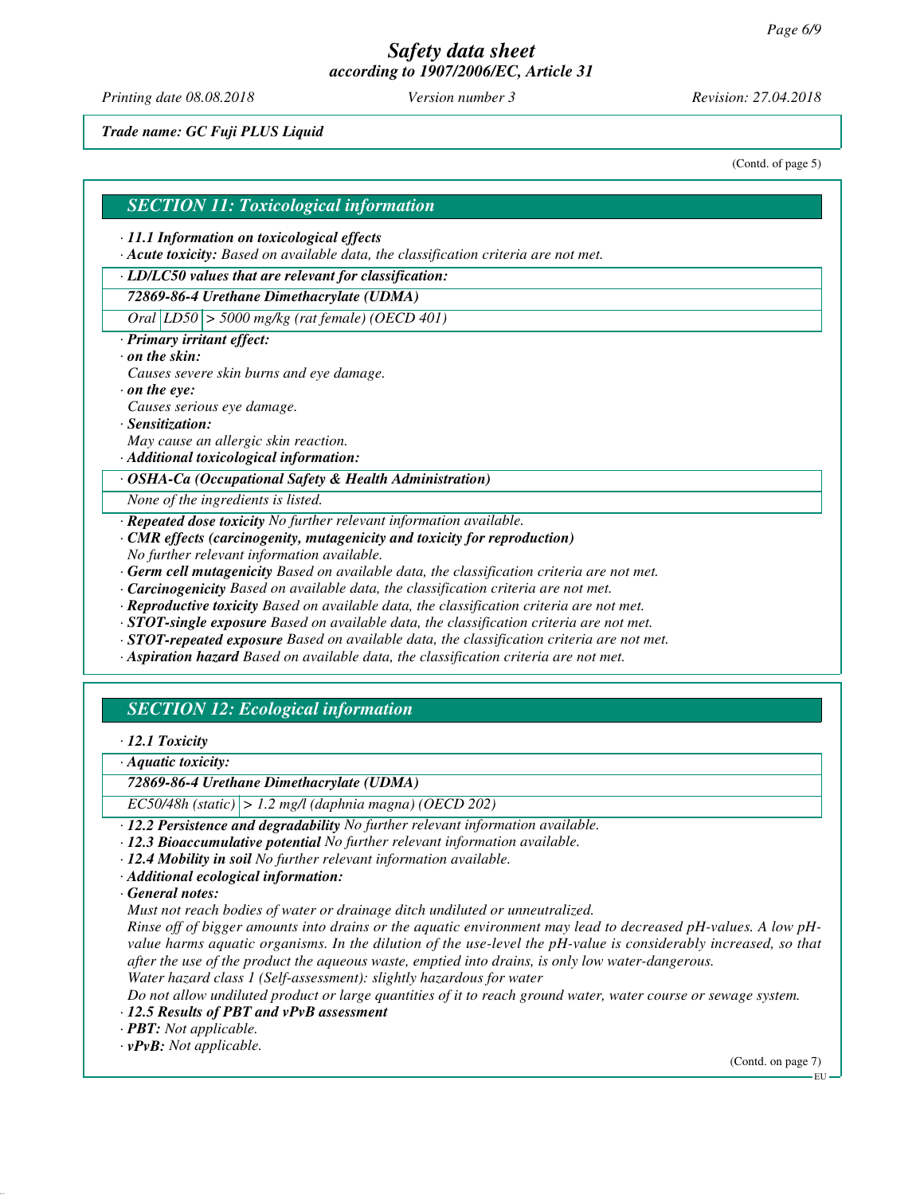# Safety data sheet
## according to 1907/2006/EC, Article 31

*Printing date 08.08.2018* *Version number 3* *Revision: 27.04.2018*

**Trade name: GC Fuji PLUS Liquid**

(Contd. of page 5)

## SECTION 11: Toxicological information

· **11.1 Information on toxicological effects**
· **Acute toxicity:** Based on available data, the classification criteria are not met.

· **LD/LC50 values that are relevant for classification:**

| 72869-86-4 Urethane Dimethacrylate (UDMA) | | |
|---|---|---|
| Oral | LD50 | > 5000 mg/kg (rat female) (OECD 401) |

· **Primary irritant effect:**
· **on the skin:**
Causes severe skin burns and eye damage.
· **on the eye:**
Causes serious eye damage.
· **Sensitization:**
May cause an allergic skin reaction.
· **Additional toxicological information:**

| · OSHA-Ca (Occupational Safety & Health Administration) |
|---|
| None of the ingredients is listed. |

· **Repeated dose toxicity** No further relevant information available.
· **CMR effects (carcinogenity, mutagenicity and toxicity for reproduction)**
No further relevant information available.
· **Germ cell mutagenicity** Based on available data, the classification criteria are not met.
· **Carcinogenicity** Based on available data, the classification criteria are not met.
· **Reproductive toxicity** Based on available data, the classification criteria are not met.
· **STOT-single exposure** Based on available data, the classification criteria are not met.
· **STOT-repeated exposure** Based on available data, the classification criteria are not met.
· **Aspiration hazard** Based on available data, the classification criteria are not met.

## SECTION 12: Ecological information

· **12.1 Toxicity**

· **Aquatic toxicity:**

| 72869-86-4 Urethane Dimethacrylate (UDMA) | |
|---|---|
| EC50/48h (static) | > 1.2 mg/l (daphnia magna) (OECD 202) |

· **12.2 Persistence and degradability** No further relevant information available.
· **12.3 Bioaccumulative potential** No further relevant information available.
· **12.4 Mobility in soil** No further relevant information available.
· **Additional ecological information:**
· **General notes:**
Must not reach bodies of water or drainage ditch undiluted or unneutralized.
Rinse off of bigger amounts into drains or the aquatic environment may lead to decreased pH-values. A low pH-value harms aquatic organisms. In the dilution of the use-level the pH-value is considerably increased, so that after the use of the product the aqueous waste, emptied into drains, is only low water-dangerous.
Water hazard class 1 (Self-assessment): slightly hazardous for water
Do not allow undiluted product or large quantities of it to reach ground water, water course or sewage system.
· **12.5 Results of PBT and vPvB assessment**
· **PBT:** Not applicable.
· **vPvB:** Not applicable.

(Contd. on page 7)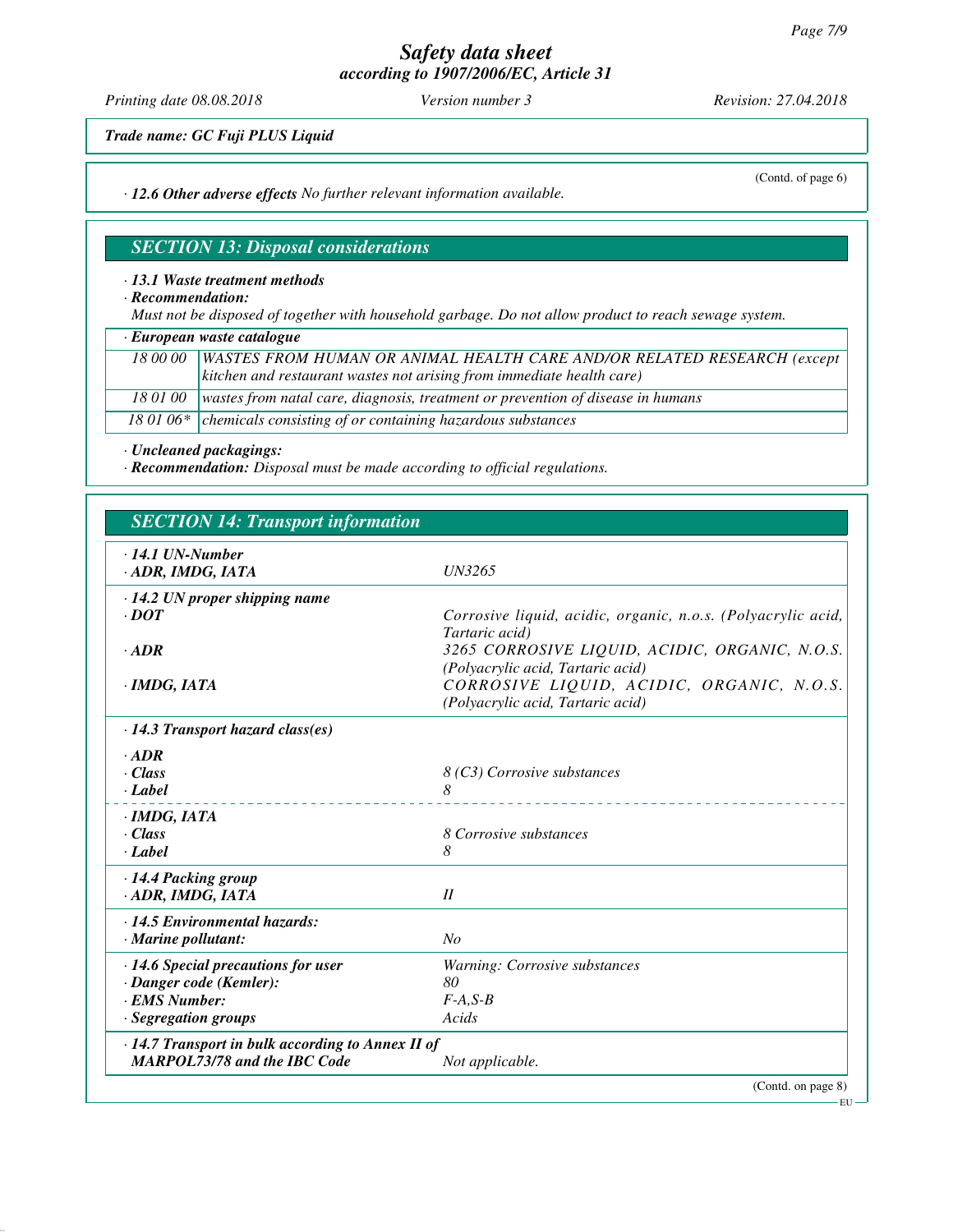*Safety data sheet*
*according to 1907/2006/EC, Article 31*

*Printing date 08.08.2018* *Version number 3* *Revision: 27.04.2018*

***Trade name: GC Fuji PLUS Liquid***

(Contd. of page 6)

· ***12.6 Other adverse effects*** *No further relevant information available.*

## SECTION 13: Disposal considerations

· ***13.1 Waste treatment methods***
· ***Recommendation:***
*Must not be disposed of together with household garbage. Do not allow product to reach sewage system.*

| · ***European waste catalogue*** | |
|---|---|
| 18 00 00 | WASTES FROM HUMAN OR ANIMAL HEALTH CARE AND/OR RELATED RESEARCH (except kitchen and restaurant wastes not arising from immediate health care) |
| 18 01 00 | wastes from natal care, diagnosis, treatment or prevention of disease in humans |
| 18 01 06* | chemicals consisting of or containing hazardous substances |

· ***Uncleaned packagings:***
· ***Recommendation:*** *Disposal must be made according to official regulations.*

## SECTION 14: Transport information

| | |
|---|---|
| · ***14.1 UN-Number*** | |
| · ***ADR, IMDG, IATA*** | *UN3265* |
| · ***14.2 UN proper shipping name*** | |
| · ***DOT*** | *Corrosive liquid, acidic, organic, n.o.s. (Polyacrylic acid, Tartaric acid)* |
| · ***ADR*** | *3265 CORROSIVE LIQUID, ACIDIC, ORGANIC, N.O.S. (Polyacrylic acid, Tartaric acid)* |
| · ***IMDG, IATA*** | *CORROSIVE LIQUID, ACIDIC, ORGANIC, N.O.S. (Polyacrylic acid, Tartaric acid)* |
| · ***14.3 Transport hazard class(es)*** | |
| · ***ADR*** | |
| · ***Class*** | *8 (C3) Corrosive substances* |
| · ***Label*** | *8* |
| · ***IMDG, IATA*** | |
| · ***Class*** | *8 Corrosive substances* |
| · ***Label*** | *8* |
| · ***14.4 Packing group*** | |
| · ***ADR, IMDG, IATA*** | *II* |
| · ***14.5 Environmental hazards:*** | |
| · ***Marine pollutant:*** | *No* |
| · ***14.6 Special precautions for user*** | *Warning: Corrosive substances* |
| · ***Danger code (Kemler):*** | *80* |
| · ***EMS Number:*** | *F-A,S-B* |
| · ***Segregation groups*** | *Acids* |
| · ***14.7 Transport in bulk according to Annex II of MARPOL73/78 and the IBC Code*** | *Not applicable.* |

(Contd. on page 8)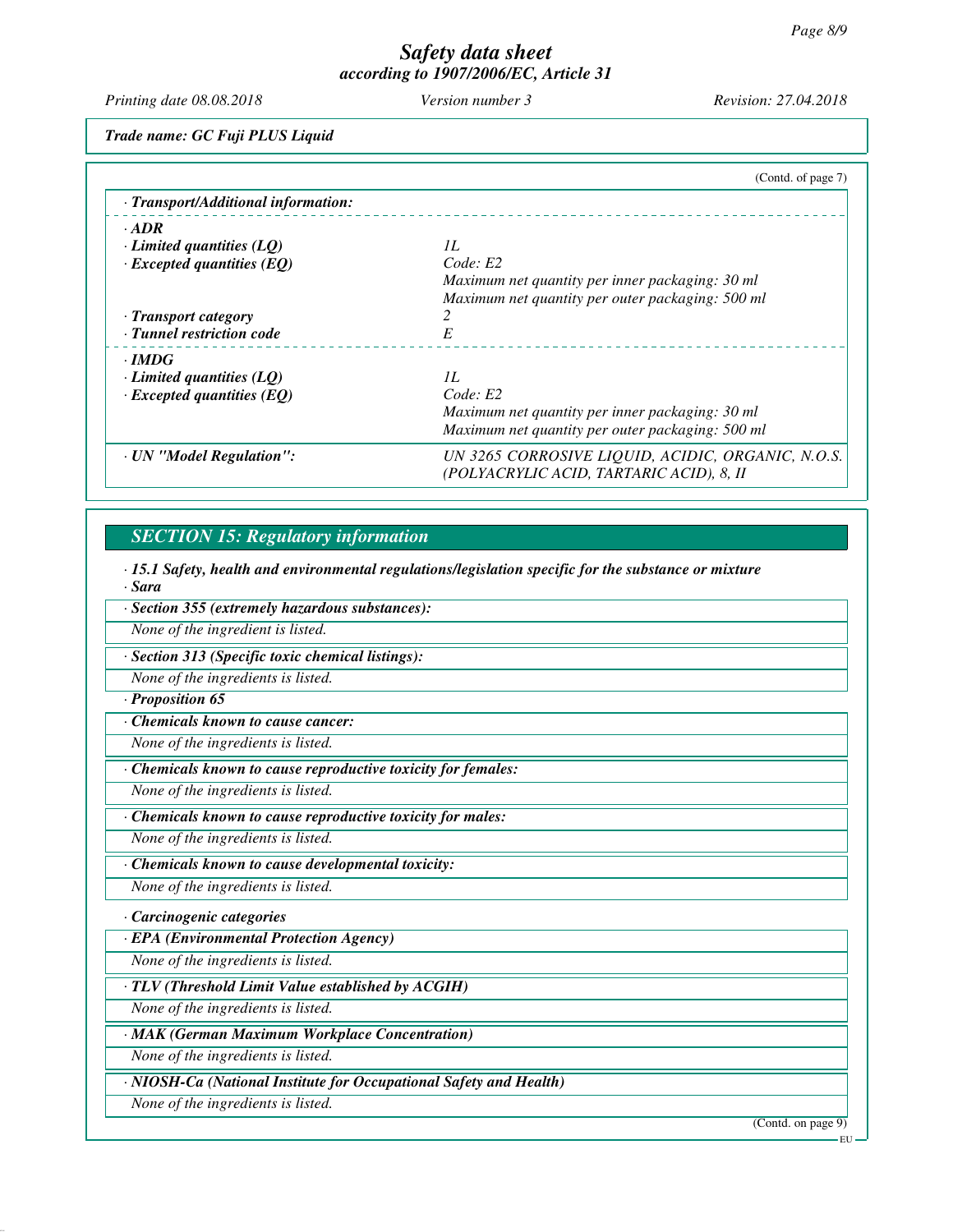*Trade name: GC Fuji PLUS Liquid*

(Contd. of page 7)

| · **Transport/Additional information:** | |
|---|---|
| · **ADR** | |
| · **Limited quantities (LQ)** | 1L |
| · **Excepted quantities (EQ)** | Code: E2<br>Maximum net quantity per inner packaging: 30 ml<br>Maximum net quantity per outer packaging: 500 ml |
| · **Transport category** | 2 |
| · **Tunnel restriction code** | E |
| · **IMDG** | |
| · **Limited quantities (LQ)** | 1L |
| · **Excepted quantities (EQ)** | Code: E2<br>Maximum net quantity per inner packaging: 30 ml<br>Maximum net quantity per outer packaging: 500 ml |
| · **UN "Model Regulation":** | UN 3265 CORROSIVE LIQUID, ACIDIC, ORGANIC, N.O.S. (POLYACRYLIC ACID, TARTARIC ACID), 8, II |

## SECTION 15: Regulatory information

· **15.1 Safety, health and environmental regulations/legislation specific for the substance or mixture**

· **Sara**

· **Section 355 (extremely hazardous substances):**

None of the ingredient is listed.

· **Section 313 (Specific toxic chemical listings):**

None of the ingredients is listed.

· **Proposition 65**

· **Chemicals known to cause cancer:**

None of the ingredients is listed.

· **Chemicals known to cause reproductive toxicity for females:**

None of the ingredients is listed.

· **Chemicals known to cause reproductive toxicity for males:**

None of the ingredients is listed.

· **Chemicals known to cause developmental toxicity:**

None of the ingredients is listed.

· **Carcinogenic categories**

· **EPA (Environmental Protection Agency)**

None of the ingredients is listed.

· **TLV (Threshold Limit Value established by ACGIH)**

None of the ingredients is listed.

· **MAK (German Maximum Workplace Concentration)**

None of the ingredients is listed.

· **NIOSH-Ca (National Institute for Occupational Safety and Health)**

None of the ingredients is listed.

(Contd. on page 9)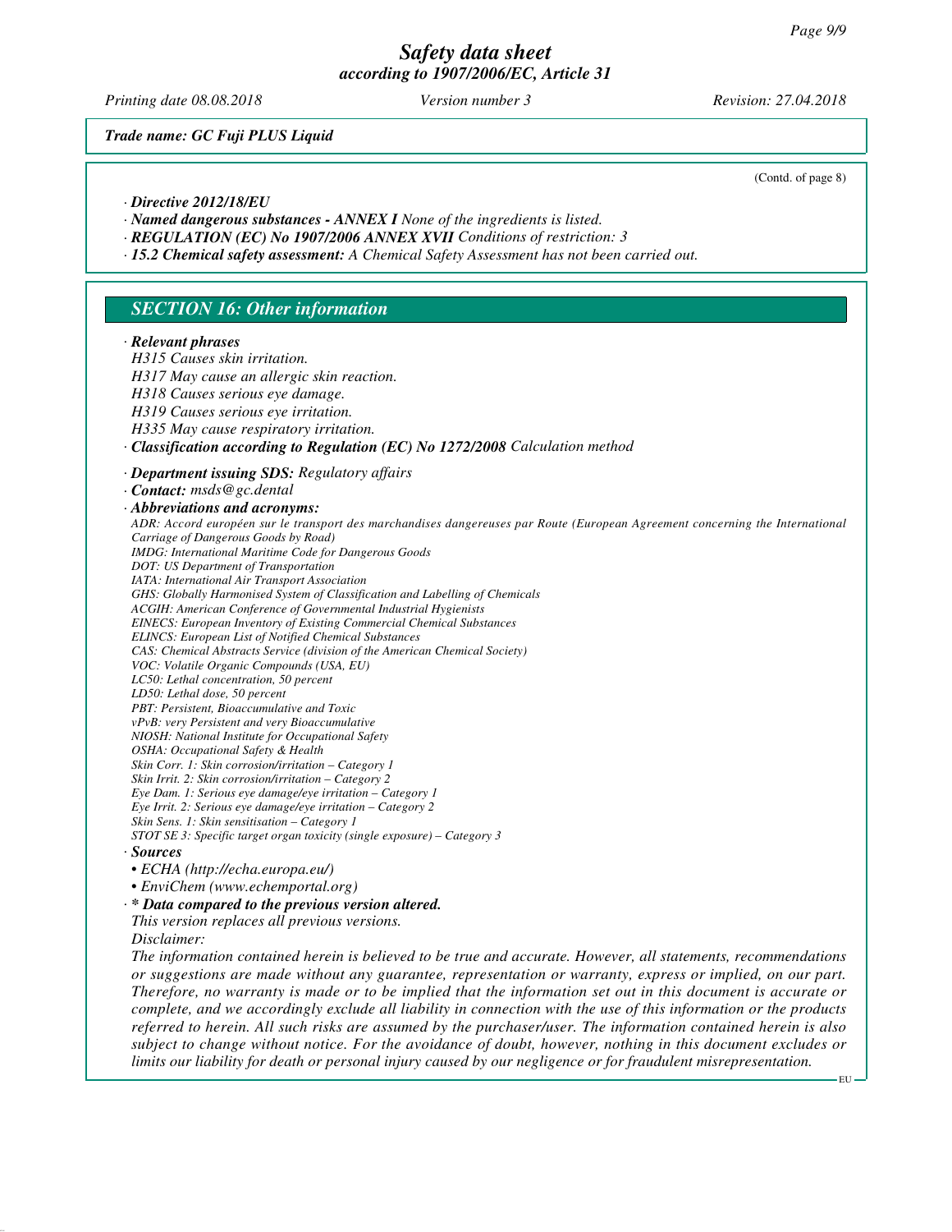*Trade name: GC Fuji PLUS Liquid*

(Contd. of page 8)

· ***Directive 2012/18/EU***

· ***Named dangerous substances - ANNEX I*** *None of the ingredients is listed.*

· ***REGULATION (EC) No 1907/2006 ANNEX XVII*** *Conditions of restriction: 3*

· ***15.2 Chemical safety assessment:*** *A Chemical Safety Assessment has not been carried out.*

## SECTION 16: Other information

· ***Relevant phrases***

*H315 Causes skin irritation.*
*H317 May cause an allergic skin reaction.*
*H318 Causes serious eye damage.*
*H319 Causes serious eye irritation.*
*H335 May cause respiratory irritation.*

· ***Classification according to Regulation (EC) No 1272/2008*** *Calculation method*

· ***Department issuing SDS:*** *Regulatory affairs*

· ***Contact:*** *msds@gc.dental*

· ***Abbreviations and acronyms:***

*ADR: Accord européen sur le transport des marchandises dangereuses par Route (European Agreement concerning the International Carriage of Dangerous Goods by Road)*
*IMDG: International Maritime Code for Dangerous Goods*
*DOT: US Department of Transportation*
*IATA: International Air Transport Association*
*GHS: Globally Harmonised System of Classification and Labelling of Chemicals*
*ACGIH: American Conference of Governmental Industrial Hygienists*
*EINECS: European Inventory of Existing Commercial Chemical Substances*
*ELINCS: European List of Notified Chemical Substances*
*CAS: Chemical Abstracts Service (division of the American Chemical Society)*
*VOC: Volatile Organic Compounds (USA, EU)*
*LC50: Lethal concentration, 50 percent*
*LD50: Lethal dose, 50 percent*
*PBT: Persistent, Bioaccumulative and Toxic*
*vPvB: very Persistent and very Bioaccumulative*
*NIOSH: National Institute for Occupational Safety*
*OSHA: Occupational Safety & Health*
*Skin Corr. 1: Skin corrosion/irritation – Category 1*
*Skin Irrit. 2: Skin corrosion/irritation – Category 2*
*Eye Dam. 1: Serious eye damage/eye irritation – Category 1*
*Eye Irrit. 2: Serious eye damage/eye irritation – Category 2*
*Skin Sens. 1: Skin sensitisation – Category 1*
*STOT SE 3: Specific target organ toxicity (single exposure) – Category 3*

· ***Sources***

- *ECHA (http://echa.europa.eu/)*
- *EnviChem (www.echemportal.org)*

· ***\* Data compared to the previous version altered.***

*This version replaces all previous versions.*

*Disclaimer:*

*The information contained herein is believed to be true and accurate. However, all statements, recommendations or suggestions are made without any guarantee, representation or warranty, express or implied, on our part. Therefore, no warranty is made or to be implied that the information set out in this document is accurate or complete, and we accordingly exclude all liability in connection with the use of this information or the products referred to herein. All such risks are assumed by the purchaser/user. The information contained herein is also subject to change without notice. For the avoidance of doubt, however, nothing in this document excludes or limits our liability for death or personal injury caused by our negligence or for fraudulent misrepresentation.*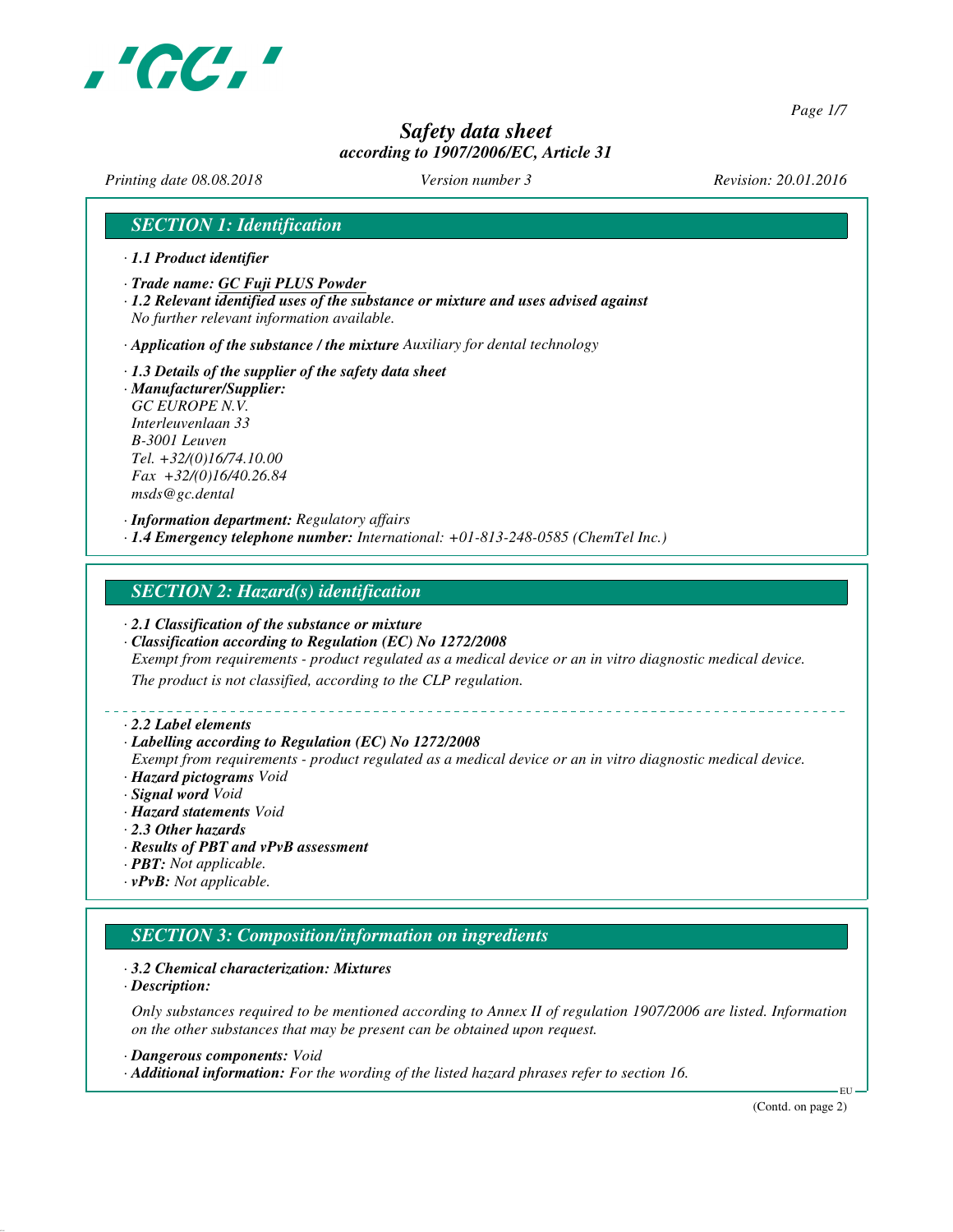# Safety data sheet

*according to 1907/2006/EC, Article 31*

*Printing date 08.08.2018* | *Version number 3* | *Revision: 20.01.2016*

## SECTION 1: Identification

- ***1.1 Product identifier***
- ***Trade name: GC Fuji PLUS Powder***
- ***1.2 Relevant identified uses of the substance or mixture and uses advised against***
  *No further relevant information available.*
- ***Application of the substance / the mixture*** *Auxiliary for dental technology*
- ***1.3 Details of the supplier of the safety data sheet***
- ***Manufacturer/Supplier:***
  *GC EUROPE N.V.*
  *Interleuvenlaan 33*
  *B-3001 Leuven*
  *Tel. +32/(0)16/74.10.00*
  *Fax +32/(0)16/40.26.84*
  *msds@gc.dental*
- ***Information department:*** *Regulatory affairs*
- ***1.4 Emergency telephone number:*** *International: +01-813-248-0585 (ChemTel Inc.)*

## SECTION 2: Hazard(s) identification

- ***2.1 Classification of the substance or mixture***
- ***Classification according to Regulation (EC) No 1272/2008***
  *Exempt from requirements - product regulated as a medical device or an in vitro diagnostic medical device.*
  *The product is not classified, according to the CLP regulation.*

---

- ***2.2 Label elements***
- ***Labelling according to Regulation (EC) No 1272/2008***
  *Exempt from requirements - product regulated as a medical device or an in vitro diagnostic medical device.*
- ***Hazard pictograms*** *Void*
- ***Signal word*** *Void*
- ***Hazard statements*** *Void*
- ***2.3 Other hazards***
- ***Results of PBT and vPvB assessment***
- ***PBT:*** *Not applicable.*
- ***vPvB:*** *Not applicable.*

## SECTION 3: Composition/information on ingredients

- ***3.2 Chemical characterization: Mixtures***
- ***Description:***

  *Only substances required to be mentioned according to Annex II of regulation 1907/2006 are listed. Information on the other substances that may be present can be obtained upon request.*
- ***Dangerous components:*** *Void*
- ***Additional information:*** *For the wording of the listed hazard phrases refer to section 16.*

(Contd. on page 2)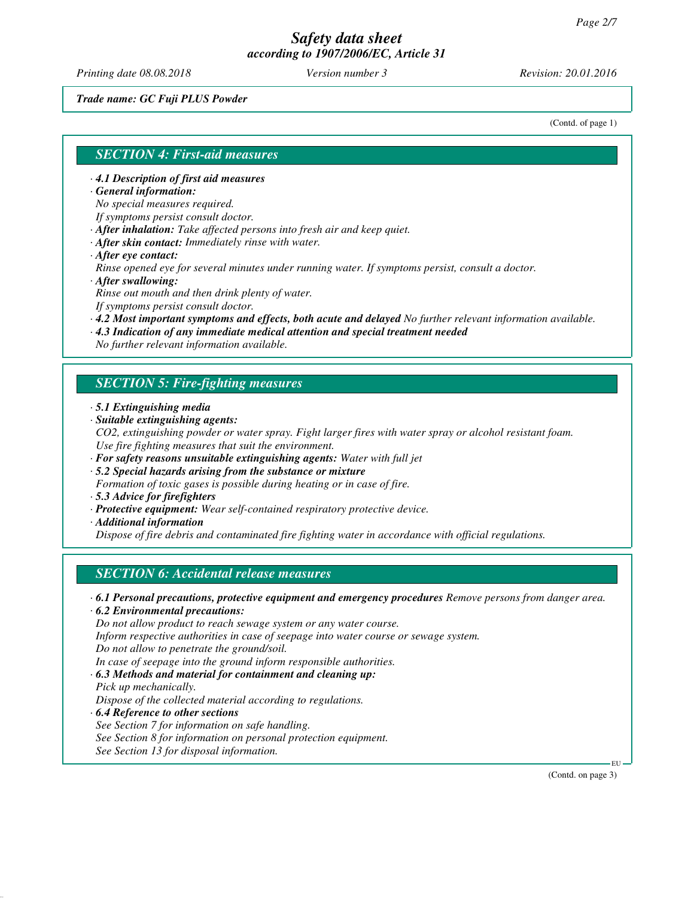*Trade name: GC Fuji PLUS Powder*

(Contd. of page 1)

## SECTION 4: First-aid measures

· **4.1 Description of first aid measures**
· **General information:**
No special measures required.
If symptoms persist consult doctor.
· **After inhalation:** Take affected persons into fresh air and keep quiet.
· **After skin contact:** Immediately rinse with water.
· **After eye contact:**
Rinse opened eye for several minutes under running water. If symptoms persist, consult a doctor.
· **After swallowing:**
Rinse out mouth and then drink plenty of water.
If symptoms persist consult doctor.
· **4.2 Most important symptoms and effects, both acute and delayed** No further relevant information available.
· **4.3 Indication of any immediate medical attention and special treatment needed**
No further relevant information available.

## SECTION 5: Fire-fighting measures

· **5.1 Extinguishing media**
· **Suitable extinguishing agents:**
$CO_2$, extinguishing powder or water spray. Fight larger fires with water spray or alcohol resistant foam.
Use fire fighting measures that suit the environment.
· **For safety reasons unsuitable extinguishing agents:** Water with full jet
· **5.2 Special hazards arising from the substance or mixture**
Formation of toxic gases is possible during heating or in case of fire.
· **5.3 Advice for firefighters**
· **Protective equipment:** Wear self-contained respiratory protective device.
· **Additional information**
Dispose of fire debris and contaminated fire fighting water in accordance with official regulations.

## SECTION 6: Accidental release measures

· **6.1 Personal precautions, protective equipment and emergency procedures** Remove persons from danger area.
· **6.2 Environmental precautions:**
Do not allow product to reach sewage system or any water course.
Inform respective authorities in case of seepage into water course or sewage system.
Do not allow to penetrate the ground/soil.
In case of seepage into the ground inform responsible authorities.
· **6.3 Methods and material for containment and cleaning up:**
Pick up mechanically.
Dispose of the collected material according to regulations.
· **6.4 Reference to other sections**
See Section 7 for information on safe handling.
See Section 8 for information on personal protection equipment.
See Section 13 for disposal information.

(Contd. on page 3)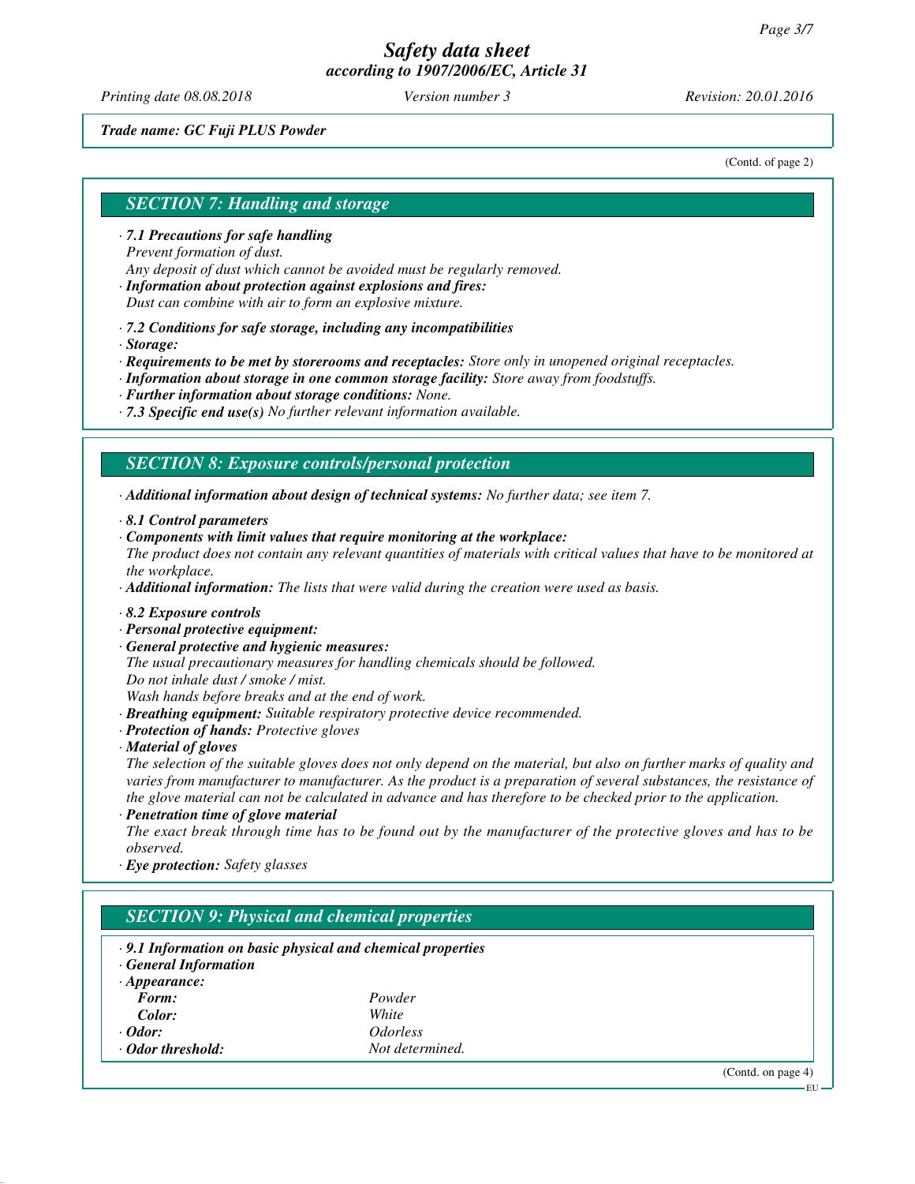*Trade name: GC Fuji PLUS Powder*

(Contd. of page 2)

## SECTION 7: Handling and storage

· ***7.1 Precautions for safe handling***
*Prevent formation of dust.*
*Any deposit of dust which cannot be avoided must be regularly removed.*
· ***Information about protection against explosions and fires:***
*Dust can combine with air to form an explosive mixture.*

· ***7.2 Conditions for safe storage, including any incompatibilities***
· ***Storage:***
· ***Requirements to be met by storerooms and receptacles:*** *Store only in unopened original receptacles.*
· ***Information about storage in one common storage facility:*** *Store away from foodstuffs.*
· ***Further information about storage conditions:*** *None.*
· ***7.3 Specific end use(s)*** *No further relevant information available.*

## SECTION 8: Exposure controls/personal protection

· ***Additional information about design of technical systems:*** *No further data; see item 7.*

· ***8.1 Control parameters***
· ***Components with limit values that require monitoring at the workplace:***
*The product does not contain any relevant quantities of materials with critical values that have to be monitored at the workplace.*
· ***Additional information:*** *The lists that were valid during the creation were used as basis.*

· ***8.2 Exposure controls***
· ***Personal protective equipment:***
· ***General protective and hygienic measures:***
*The usual precautionary measures for handling chemicals should be followed.*
*Do not inhale dust / smoke / mist.*
*Wash hands before breaks and at the end of work.*
· ***Breathing equipment:*** *Suitable respiratory protective device recommended.*
· ***Protection of hands:*** *Protective gloves*
· ***Material of gloves***
*The selection of the suitable gloves does not only depend on the material, but also on further marks of quality and varies from manufacturer to manufacturer. As the product is a preparation of several substances, the resistance of the glove material can not be calculated in advance and has therefore to be checked prior to the application.*
· ***Penetration time of glove material***
*The exact break through time has to be found out by the manufacturer of the protective gloves and has to be observed.*
· ***Eye protection:*** *Safety glasses*

## SECTION 9: Physical and chemical properties

· ***9.1 Information on basic physical and chemical properties***
· ***General Information***

| | |
|---|---|
| · ***Appearance:*** | |
| ***Form:*** | *Powder* |
| ***Color:*** | *White* |
| · ***Odor:*** | *Odorless* |
| · ***Odor threshold:*** | *Not determined.* |

(Contd. on page 4)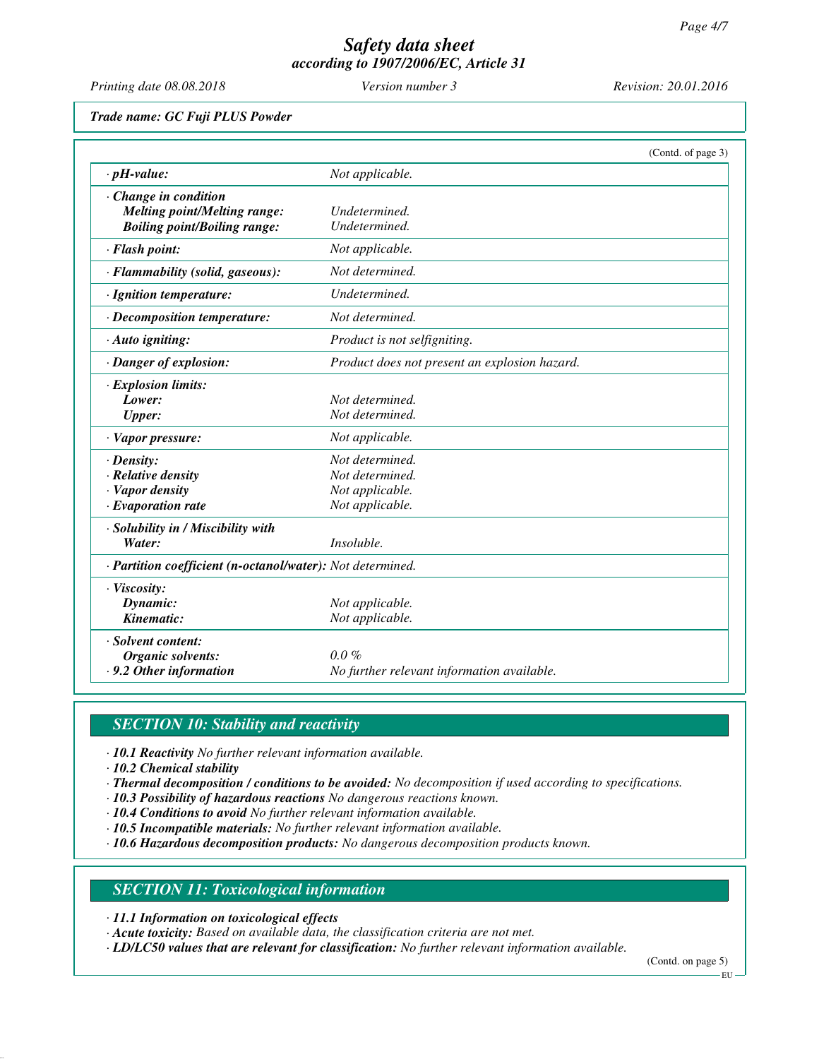*Trade name: GC Fuji PLUS Powder*

(Contd. of page 3)

| | |
|---|---|
| **· pH-value:** | Not applicable. |
| **· Change in condition** | |
| **Melting point/Melting range:** | Undetermined. |
| **Boiling point/Boiling range:** | Undetermined. |
| **· Flash point:** | Not applicable. |
| **· Flammability (solid, gaseous):** | Not determined. |
| **· Ignition temperature:** | Undetermined. |
| **· Decomposition temperature:** | Not determined. |
| **· Auto igniting:** | Product is not selfigniting. |
| **· Danger of explosion:** | Product does not present an explosion hazard. |
| **· Explosion limits:** | |
| **Lower:** | Not determined. |
| **Upper:** | Not determined. |
| **· Vapor pressure:** | Not applicable. |
| **· Density:** | Not determined. |
| **· Relative density** | Not determined. |
| **· Vapor density** | Not applicable. |
| **· Evaporation rate** | Not applicable. |
| **· Solubility in / Miscibility with** | |
| **Water:** | Insoluble. |
| **· Partition coefficient (n-octanol/water):** | Not determined. |
| **· Viscosity:** | |
| **Dynamic:** | Not applicable. |
| **Kinematic:** | Not applicable. |
| **· Solvent content:** | |
| **Organic solvents:** | 0.0 % |
| **· 9.2 Other information** | No further relevant information available. |

## SECTION 10: Stability and reactivity

· **10.1 Reactivity** No further relevant information available.
· **10.2 Chemical stability**
· **Thermal decomposition / conditions to be avoided:** No decomposition if used according to specifications.
· **10.3 Possibility of hazardous reactions** No dangerous reactions known.
· **10.4 Conditions to avoid** No further relevant information available.
· **10.5 Incompatible materials:** No further relevant information available.
· **10.6 Hazardous decomposition products:** No dangerous decomposition products known.

## SECTION 11: Toxicological information

· **11.1 Information on toxicological effects**
· **Acute toxicity:** Based on available data, the classification criteria are not met.
· **LD/LC50 values that are relevant for classification:** No further relevant information available.

(Contd. on page 5)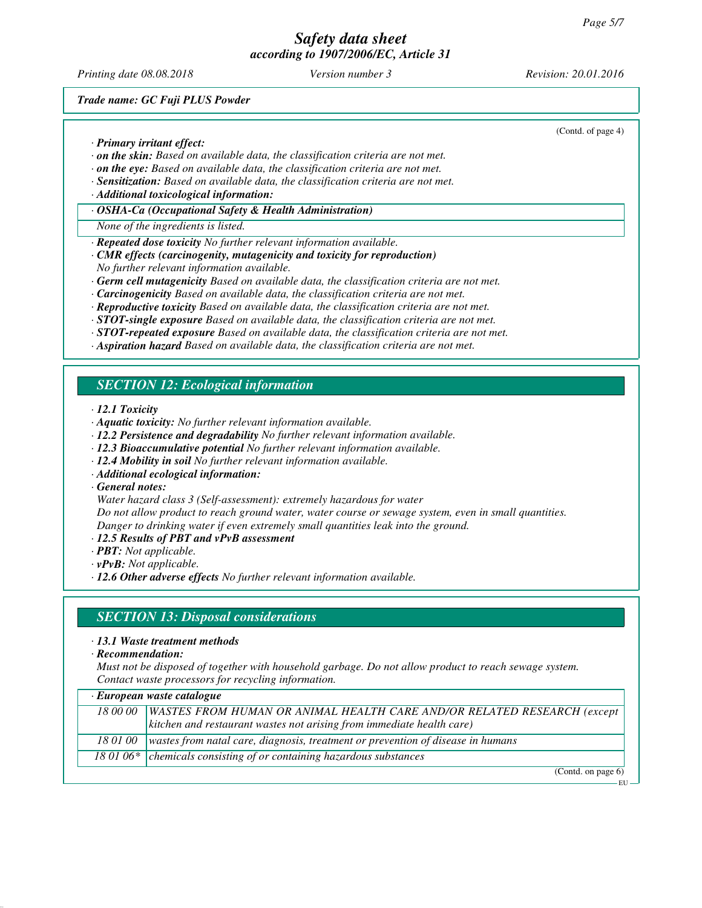*Trade name: GC Fuji PLUS Powder*

(Contd. of page 4)

- · ***Primary irritant effect:***
- · ***on the skin:*** *Based on available data, the classification criteria are not met.*
- · ***on the eye:*** *Based on available data, the classification criteria are not met.*
- · ***Sensitization:*** *Based on available data, the classification criteria are not met.*
- · ***Additional toxicological information:***

| · ***OSHA-Ca (Occupational Safety & Health Administration)*** |
|---|
| *None of the ingredients is listed.* |

- · ***Repeated dose toxicity*** *No further relevant information available.*
- · ***CMR effects (carcinogenity, mutagenicity and toxicity for reproduction)***
  *No further relevant information available.*
- · ***Germ cell mutagenicity*** *Based on available data, the classification criteria are not met.*
- · ***Carcinogenicity*** *Based on available data, the classification criteria are not met.*
- · ***Reproductive toxicity*** *Based on available data, the classification criteria are not met.*
- · ***STOT-single exposure*** *Based on available data, the classification criteria are not met.*
- · ***STOT-repeated exposure*** *Based on available data, the classification criteria are not met.*
- · ***Aspiration hazard*** *Based on available data, the classification criteria are not met.*

## *SECTION 12: Ecological information*

- · ***12.1 Toxicity***
- · ***Aquatic toxicity:*** *No further relevant information available.*
- · ***12.2 Persistence and degradability*** *No further relevant information available.*
- · ***12.3 Bioaccumulative potential*** *No further relevant information available.*
- · ***12.4 Mobility in soil*** *No further relevant information available.*
- · ***Additional ecological information:***
- · ***General notes:***
  *Water hazard class 3 (Self-assessment): extremely hazardous for water*
  *Do not allow product to reach ground water, water course or sewage system, even in small quantities.*
  *Danger to drinking water if even extremely small quantities leak into the ground.*
- · ***12.5 Results of PBT and vPvB assessment***
- · ***PBT:*** *Not applicable.*
- · ***vPvB:*** *Not applicable.*
- · ***12.6 Other adverse effects*** *No further relevant information available.*

## *SECTION 13: Disposal considerations*

- · ***13.1 Waste treatment methods***
- · ***Recommendation:***
  *Must not be disposed of together with household garbage. Do not allow product to reach sewage system.*
  *Contact waste processors for recycling information.*

| · ***European waste catalogue*** | |
|---|---|
| *18 00 00* | *WASTES FROM HUMAN OR ANIMAL HEALTH CARE AND/OR RELATED RESEARCH (except kitchen and restaurant wastes not arising from immediate health care)* |
| *18 01 00* | *wastes from natal care, diagnosis, treatment or prevention of disease in humans* |
| *18 01 06** | *chemicals consisting of or containing hazardous substances* |

(Contd. on page 6)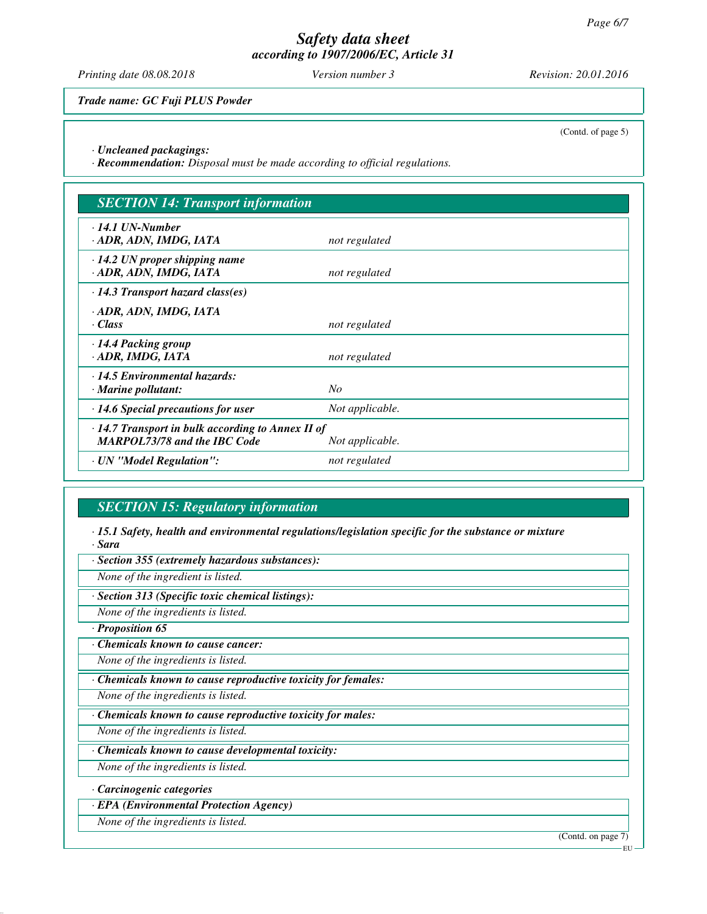*Trade name: GC Fuji PLUS Powder*

(Contd. of page 5)

· *Uncleaned packagings:*
· ***Recommendation:*** *Disposal must be made according to official regulations.*

## *SECTION 14: Transport information*

| | |
|---|---|
| · ***14.1 UN-Number*** <br> · ***ADR, ADN, IMDG, IATA*** | *not regulated* |
| · ***14.2 UN proper shipping name*** <br> · ***ADR, ADN, IMDG, IATA*** | *not regulated* |
| · ***14.3 Transport hazard class(es)*** <br> · ***ADR, ADN, IMDG, IATA*** <br> · ***Class*** | *not regulated* |
| · ***14.4 Packing group*** <br> · ***ADR, IMDG, IATA*** | *not regulated* |
| · ***14.5 Environmental hazards:*** <br> · ***Marine pollutant:*** | *No* |
| · ***14.6 Special precautions for user*** | *Not applicable.* |
| · ***14.7 Transport in bulk according to Annex II of MARPOL73/78 and the IBC Code*** | *Not applicable.* |
| · ***UN "Model Regulation":*** | *not regulated* |

## *SECTION 15: Regulatory information*

· ***15.1 Safety, health and environmental regulations/legislation specific for the substance or mixture***
· ***Sara***

· ***Section 355 (extremely hazardous substances):***
*None of the ingredient is listed.*

· ***Section 313 (Specific toxic chemical listings):***
*None of the ingredients is listed.*

· ***Proposition 65***

· ***Chemicals known to cause cancer:***
*None of the ingredients is listed.*

· ***Chemicals known to cause reproductive toxicity for females:***
*None of the ingredients is listed.*

· ***Chemicals known to cause reproductive toxicity for males:***
*None of the ingredients is listed.*

· ***Chemicals known to cause developmental toxicity:***
*None of the ingredients is listed.*

· ***Carcinogenic categories***

· ***EPA (Environmental Protection Agency)***
*None of the ingredients is listed.*

(Contd. on page 7)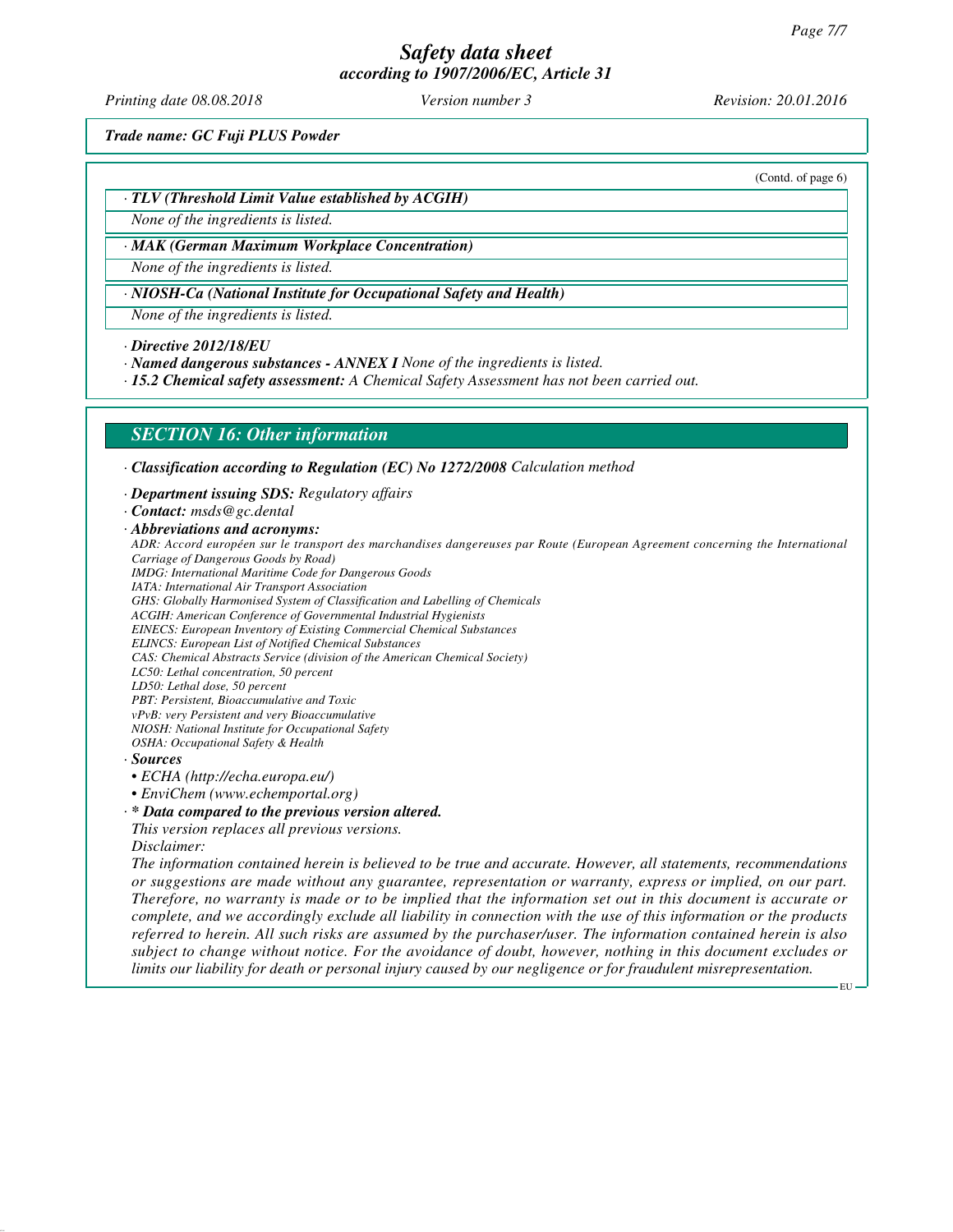(Contd. of page 6)

· ***TLV (Threshold Limit Value established by ACGIH)***

*None of the ingredients is listed.*

· ***MAK (German Maximum Workplace Concentration)***

*None of the ingredients is listed.*

· ***NIOSH-Ca (National Institute for Occupational Safety and Health)***

*None of the ingredients is listed.*

· ***Directive 2012/18/EU***

· ***Named dangerous substances - ANNEX I*** *None of the ingredients is listed.*

· ***15.2 Chemical safety assessment:*** *A Chemical Safety Assessment has not been carried out.*

## *SECTION 16: Other information*

· ***Classification according to Regulation (EC) No 1272/2008*** *Calculation method*

· ***Department issuing SDS:*** *Regulatory affairs*

· ***Contact:*** *msds@gc.dental*

· ***Abbreviations and acronyms:***

*ADR: Accord européen sur le transport des marchandises dangereuses par Route (European Agreement concerning the International Carriage of Dangerous Goods by Road)*
*IMDG: International Maritime Code for Dangerous Goods*
*IATA: International Air Transport Association*
*GHS: Globally Harmonised System of Classification and Labelling of Chemicals*
*ACGIH: American Conference of Governmental Industrial Hygienists*
*EINECS: European Inventory of Existing Commercial Chemical Substances*
*ELINCS: European List of Notified Chemical Substances*
*CAS: Chemical Abstracts Service (division of the American Chemical Society)*
*LC50: Lethal concentration, 50 percent*
*LD50: Lethal dose, 50 percent*
*PBT: Persistent, Bioaccumulative and Toxic*
*vPvB: very Persistent and very Bioaccumulative*
*NIOSH: National Institute for Occupational Safety*
*OSHA: Occupational Safety & Health*

· ***Sources***

- *ECHA (http://echa.europa.eu/)*
- *EnviChem (www.echemportal.org)*

· ***\* Data compared to the previous version altered.***

*This version replaces all previous versions.*

*Disclaimer:*

*The information contained herein is believed to be true and accurate. However, all statements, recommendations or suggestions are made without any guarantee, representation or warranty, express or implied, on our part. Therefore, no warranty is made or to be implied that the information set out in this document is accurate or complete, and we accordingly exclude all liability in connection with the use of this information or the products referred to herein. All such risks are assumed by the purchaser/user. The information contained herein is also subject to change without notice. For the avoidance of doubt, however, nothing in this document excludes or limits our liability for death or personal injury caused by our negligence or for fraudulent misrepresentation.*